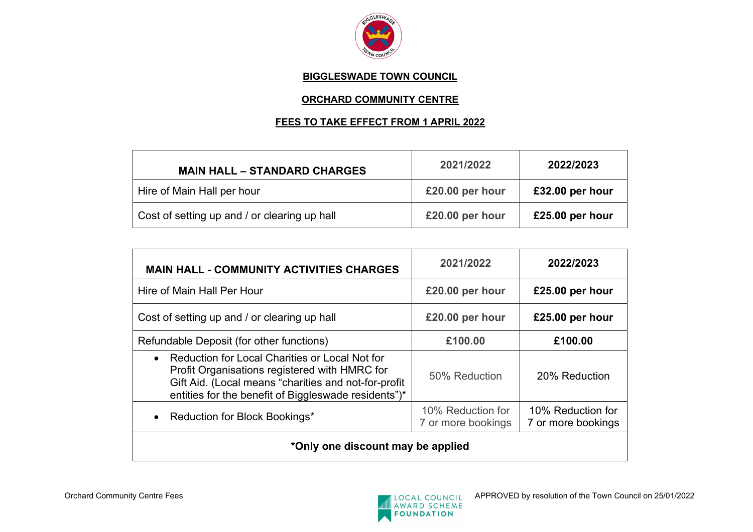# BIGGLESWADE TOWN COUNCIL

## ORCHARD COMMUNITY CENTRE

### FEES TO TAKE EFFECT FROM 1 APRIL 2022

| MAIN HALL – STANDARD CHARGES | 2021/2022 | 2022/2023 |
|---|---|---|
| Hire of Main Hall per hour | **£20.00 per hour** | **£32.00 per hour** |
| Cost of setting up and / or clearing up hall | **£20.00 per hour** | **£25.00 per hour** |

| MAIN HALL - COMMUNITY ACTIVITIES CHARGES | 2021/2022 | 2022/2023 |
|---|---|---|
| Hire of Main Hall Per Hour | **£20.00 per hour** | **£25.00 per hour** |
| Cost of setting up and / or clearing up hall | **£20.00 per hour** | **£25.00 per hour** |
| Refundable Deposit (for other functions) | **£100.00** | **£100.00** |
| • Reduction for Local Charities or Local Not for Profit Organisations registered with HMRC for Gift Aid. (Local means “charities and not-for-profit entities for the benefit of Biggleswade residents”)* | 50% Reduction | 20% Reduction |
| • Reduction for Block Bookings* | 10% Reduction for 7 or more bookings | 10% Reduction for 7 or more bookings |
| **\*Only one discount may be applied** | | |

Orchard Community Centre Fees

APPROVED by resolution of the Town Council on 25/01/2022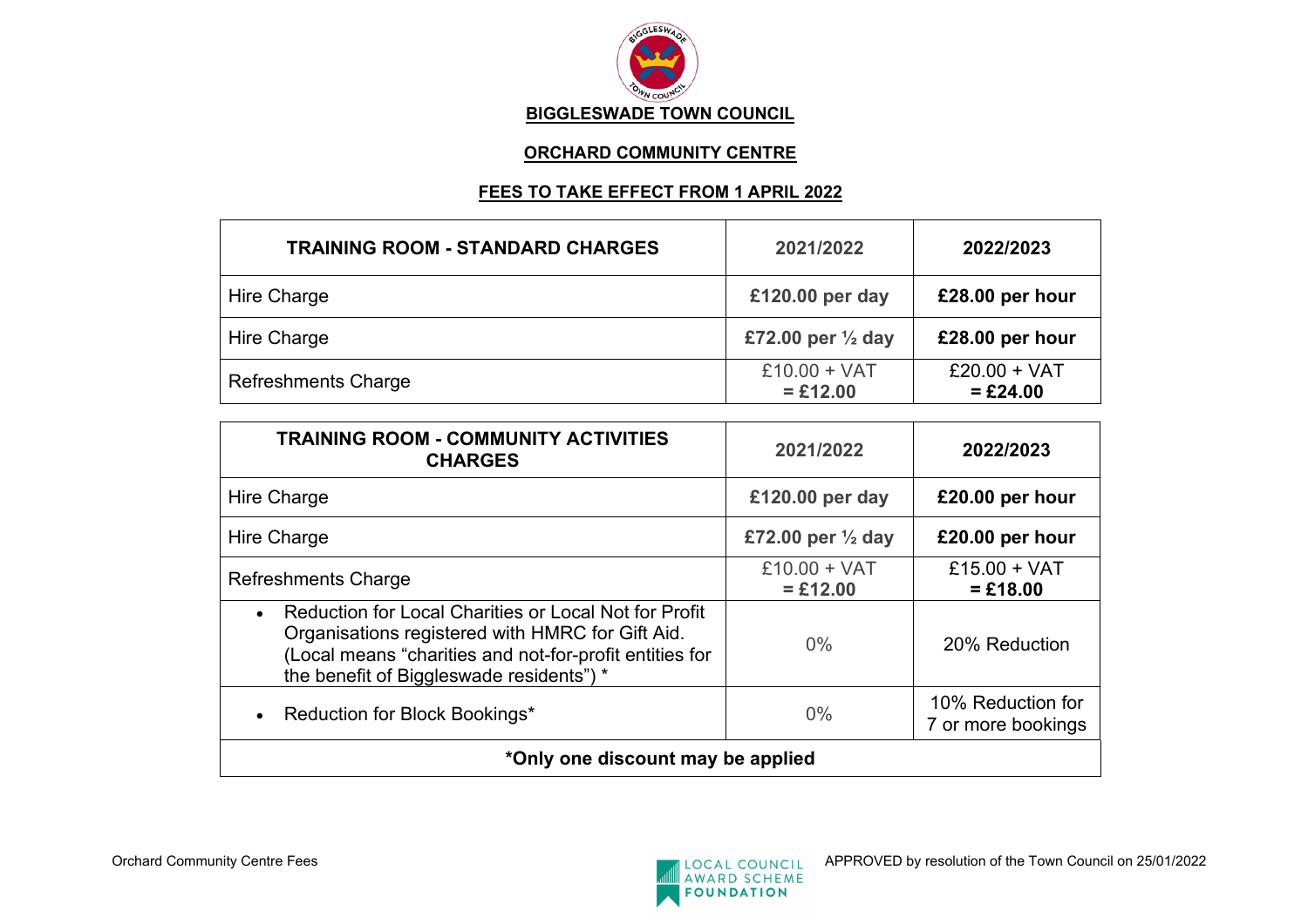**BIGGLESWADE TOWN COUNCIL**

**ORCHARD COMMUNITY CENTRE**

**FEES TO TAKE EFFECT FROM 1 APRIL 2022**

| TRAINING ROOM - STANDARD CHARGES | 2021/2022 | 2022/2023 |
|---|---|---|
| Hire Charge | **£120.00 per day** | **£28.00 per hour** |
| Hire Charge | **£72.00 per ½ day** | **£28.00 per hour** |
| Refreshments Charge | £10.00 + VAT **= £12.00** | £20.00 + VAT **= £24.00** |

| TRAINING ROOM - COMMUNITY ACTIVITIES CHARGES | 2021/2022 | 2022/2023 |
|---|---|---|
| Hire Charge | **£120.00 per day** | **£20.00 per hour** |
| Hire Charge | **£72.00 per ½ day** | **£20.00 per hour** |
| Refreshments Charge | £10.00 + VAT **= £12.00** | £15.00 + VAT **= £18.00** |
| • Reduction for Local Charities or Local Not for Profit Organisations registered with HMRC for Gift Aid. (Local means "charities and not-for-profit entities for the benefit of Biggleswade residents") * | 0% | 20% Reduction |
| • Reduction for Block Bookings* | 0% | 10% Reduction for 7 or more bookings |
| **\*Only one discount may be applied** | | |

Orchard Community Centre Fees

APPROVED by resolution of the Town Council on 25/01/2022